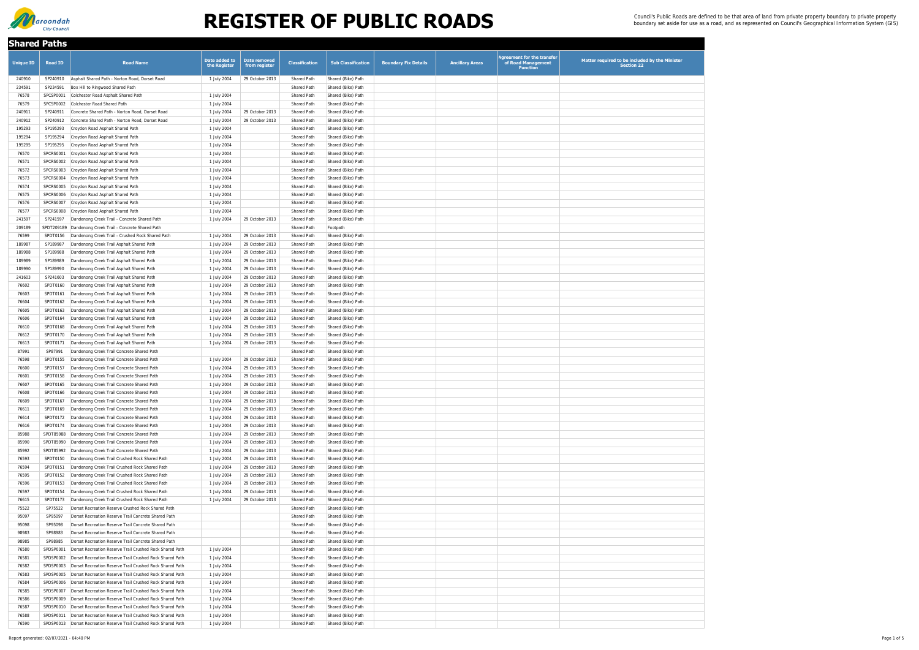# REGISTER OF PUBLIC ROADS

Council's Public Roads are defined to be that area of land from private property boundary to private property boundary set aside for use as a road, and as represented on Council's Geographical Information System (GIS)

## Shared Paths

| Unique ID | Road ID | Road Name | Date added to the Register | Date removed from register | Classification | Sub Classification | Boundary Fix Details | Ancillary Areas | Agreement for the transfer of Road Management Function | Matter required to be included by the Minister Section 22 |
|---|---|---|---|---|---|---|---|---|---|---|
| 240910 | SP240910 | Asphalt Shared Path - Norton Road, Dorset Road | 1 July 2004 | 29 October 2013 | Shared Path | Shared (Bike) Path | | | | |
| 234591 | SP234591 | Box Hill to Ringwood Shared Path | | | Shared Path | Shared (Bike) Path | | | | |
| 76578 | SPCSP0001 | Colchester Road Asphalt Shared Path | 1 July 2004 | | Shared Path | Shared (Bike) Path | | | | |
| 76579 | SPCSP0002 | Colchester Road Shared Path | 1 July 2004 | | Shared Path | Shared (Bike) Path | | | | |
| 240911 | SP240911 | Concrete Shared Path - Norton Road, Dorset Road | 1 July 2004 | 29 October 2013 | Shared Path | Shared (Bike) Path | | | | |
| 240912 | SP240912 | Concrete Shared Path - Norton Road, Dorset Road | 1 July 2004 | 29 October 2013 | Shared Path | Shared (Bike) Path | | | | |
| 195293 | SP195293 | Croydon Road Asphalt Shared Path | 1 July 2004 | | Shared Path | Shared (Bike) Path | | | | |
| 195294 | SP195294 | Croydon Road Asphalt Shared Path | 1 July 2004 | | Shared Path | Shared (Bike) Path | | | | |
| 195295 | SP195295 | Croydon Road Asphalt Shared Path | 1 July 2004 | | Shared Path | Shared (Bike) Path | | | | |
| 76570 | SPCRS0001 | Croydon Road Asphalt Shared Path | 1 July 2004 | | Shared Path | Shared (Bike) Path | | | | |
| 76571 | SPCRS0002 | Croydon Road Asphalt Shared Path | 1 July 2004 | | Shared Path | Shared (Bike) Path | | | | |
| 76572 | SPCRS0003 | Croydon Road Asphalt Shared Path | 1 July 2004 | | Shared Path | Shared (Bike) Path | | | | |
| 76573 | SPCRS0004 | Croydon Road Asphalt Shared Path | 1 July 2004 | | Shared Path | Shared (Bike) Path | | | | |
| 76574 | SPCRS0005 | Croydon Road Asphalt Shared Path | 1 July 2004 | | Shared Path | Shared (Bike) Path | | | | |
| 76575 | SPCRS0006 | Croydon Road Asphalt Shared Path | 1 July 2004 | | Shared Path | Shared (Bike) Path | | | | |
| 76576 | SPCRS0007 | Croydon Road Asphalt Shared Path | 1 July 2004 | | Shared Path | Shared (Bike) Path | | | | |
| 76577 | SPCRS0008 | Croydon Road Asphalt Shared Path | 1 July 2004 | | Shared Path | Shared (Bike) Path | | | | |
| 241597 | SP241597 | Dandenong Creek Trail - Concrete Shared Path | 1 July 2004 | 29 October 2013 | Shared Path | Shared (Bike) Path | | | | |
| 209189 | SPDT209189 | Dandenong Creek Trail - Concrete Shared Path | | | Shared Path | Footpath | | | | |
| 76599 | SPDT0156 | Dandenong Creek Trail - Crushed Rock Shared Path | 1 July 2004 | 29 October 2013 | Shared Path | Shared (Bike) Path | | | | |
| 189987 | SP189987 | Dandenong Creek Trail Asphalt Shared Path | 1 July 2004 | 29 October 2013 | Shared Path | Shared (Bike) Path | | | | |
| 189988 | SP189988 | Dandenong Creek Trail Asphalt Shared Path | 1 July 2004 | 29 October 2013 | Shared Path | Shared (Bike) Path | | | | |
| 189989 | SP189989 | Dandenong Creek Trail Asphalt Shared Path | 1 July 2004 | 29 October 2013 | Shared Path | Shared (Bike) Path | | | | |
| 189990 | SP189990 | Dandenong Creek Trail Asphalt Shared Path | 1 July 2004 | 29 October 2013 | Shared Path | Shared (Bike) Path | | | | |
| 241603 | SP241603 | Dandenong Creek Trail Asphalt Shared Path | 1 July 2004 | 29 October 2013 | Shared Path | Shared (Bike) Path | | | | |
| 76602 | SPDT0160 | Dandenong Creek Trail Asphalt Shared Path | 1 July 2004 | 29 October 2013 | Shared Path | Shared (Bike) Path | | | | |
| 76603 | SPDT0161 | Dandenong Creek Trail Asphalt Shared Path | 1 July 2004 | 29 October 2013 | Shared Path | Shared (Bike) Path | | | | |
| 76604 | SPDT0162 | Dandenong Creek Trail Asphalt Shared Path | 1 July 2004 | 29 October 2013 | Shared Path | Shared (Bike) Path | | | | |
| 76605 | SPDT0163 | Dandenong Creek Trail Asphalt Shared Path | 1 July 2004 | 29 October 2013 | Shared Path | Shared (Bike) Path | | | | |
| 76606 | SPDT0164 | Dandenong Creek Trail Asphalt Shared Path | 1 July 2004 | 29 October 2013 | Shared Path | Shared (Bike) Path | | | | |
| 76610 | SPDT0168 | Dandenong Creek Trail Asphalt Shared Path | 1 July 2004 | 29 October 2013 | Shared Path | Shared (Bike) Path | | | | |
| 76612 | SPDT0170 | Dandenong Creek Trail Asphalt Shared Path | 1 July 2004 | 29 October 2013 | Shared Path | Shared (Bike) Path | | | | |
| 76613 | SPDT0171 | Dandenong Creek Trail Asphalt Shared Path | 1 July 2004 | 29 October 2013 | Shared Path | Shared (Bike) Path | | | | |
| 87991 | SP87991 | Dandenong Creek Trail Concrete Shared Path | | | Shared Path | Shared (Bike) Path | | | | |
| 76598 | SPDT0155 | Dandenong Creek Trail Concrete Shared Path | 1 July 2004 | 29 October 2013 | Shared Path | Shared (Bike) Path | | | | |
| 76600 | SPDT0157 | Dandenong Creek Trail Concrete Shared Path | 1 July 2004 | 29 October 2013 | Shared Path | Shared (Bike) Path | | | | |
| 76601 | SPDT0158 | Dandenong Creek Trail Concrete Shared Path | 1 July 2004 | 29 October 2013 | Shared Path | Shared (Bike) Path | | | | |
| 76607 | SPDT0165 | Dandenong Creek Trail Concrete Shared Path | 1 July 2004 | 29 October 2013 | Shared Path | Shared (Bike) Path | | | | |
| 76608 | SPDT0166 | Dandenong Creek Trail Concrete Shared Path | 1 July 2004 | 29 October 2013 | Shared Path | Shared (Bike) Path | | | | |
| 76609 | SPDT0167 | Dandenong Creek Trail Concrete Shared Path | 1 July 2004 | 29 October 2013 | Shared Path | Shared (Bike) Path | | | | |
| 76611 | SPDT0169 | Dandenong Creek Trail Concrete Shared Path | 1 July 2004 | 29 October 2013 | Shared Path | Shared (Bike) Path | | | | |
| 76614 | SPDT0172 | Dandenong Creek Trail Concrete Shared Path | 1 July 2004 | 29 October 2013 | Shared Path | Shared (Bike) Path | | | | |
| 76616 | SPDT0174 | Dandenong Creek Trail Concrete Shared Path | 1 July 2004 | 29 October 2013 | Shared Path | Shared (Bike) Path | | | | |
| 85988 | SPDT85988 | Dandenong Creek Trail Concrete Shared Path | 1 July 2004 | 29 October 2013 | Shared Path | Shared (Bike) Path | | | | |
| 85990 | SPDT85990 | Dandenong Creek Trail Concrete Shared Path | 1 July 2004 | 29 October 2013 | Shared Path | Shared (Bike) Path | | | | |
| 85992 | SPDT85992 | Dandenong Creek Trail Concrete Shared Path | 1 July 2004 | 29 October 2013 | Shared Path | Shared (Bike) Path | | | | |
| 76593 | SPDT0150 | Dandenong Creek Trail Crushed Rock Shared Path | 1 July 2004 | 29 October 2013 | Shared Path | Shared (Bike) Path | | | | |
| 76594 | SPDT0151 | Dandenong Creek Trail Crushed Rock Shared Path | 1 July 2004 | 29 October 2013 | Shared Path | Shared (Bike) Path | | | | |
| 76595 | SPDT0152 | Dandenong Creek Trail Crushed Rock Shared Path | 1 July 2004 | 29 October 2013 | Shared Path | Shared (Bike) Path | | | | |
| 76596 | SPDT0153 | Dandenong Creek Trail Crushed Rock Shared Path | 1 July 2004 | 29 October 2013 | Shared Path | Shared (Bike) Path | | | | |
| 76597 | SPDT0154 | Dandenong Creek Trail Crushed Rock Shared Path | 1 July 2004 | 29 October 2013 | Shared Path | Shared (Bike) Path | | | | |
| 76615 | SPDT0173 | Dandenong Creek Trail Crushed Rock Shared Path | 1 July 2004 | 29 October 2013 | Shared Path | Shared (Bike) Path | | | | |
| 75522 | SP75522 | Dorset Recreation Reserve Crushed Rock Shared Path | | | Shared Path | Shared (Bike) Path | | | | |
| 95097 | SP95097 | Dorset Recreation Reserve Trail Concrete Shared Path | | | Shared Path | Shared (Bike) Path | | | | |
| 95098 | SP95098 | Dorset Recreation Reserve Trail Concrete Shared Path | | | Shared Path | Shared (Bike) Path | | | | |
| 98983 | SP98983 | Dorset Recreation Reserve Trail Concrete Shared Path | | | Shared Path | Shared (Bike) Path | | | | |
| 98985 | SP98985 | Dorset Recreation Reserve Trail Concrete Shared Path | | | Shared Path | Shared (Bike) Path | | | | |
| 76580 | SPDSP0001 | Dorset Recreation Reserve Trail Crushed Rock Shared Path | 1 July 2004 | | Shared Path | Shared (Bike) Path | | | | |
| 76581 | SPDSP0002 | Dorset Recreation Reserve Trail Crushed Rock Shared Path | 1 July 2004 | | Shared Path | Shared (Bike) Path | | | | |
| 76582 | SPDSP0003 | Dorset Recreation Reserve Trail Crushed Rock Shared Path | 1 July 2004 | | Shared Path | Shared (Bike) Path | | | | |
| 76583 | SPDSP0005 | Dorset Recreation Reserve Trail Crushed Rock Shared Path | 1 July 2004 | | Shared Path | Shared (Bike) Path | | | | |
| 76584 | SPDSP0006 | Dorset Recreation Reserve Trail Crushed Rock Shared Path | 1 July 2004 | | Shared Path | Shared (Bike) Path | | | | |
| 76585 | SPDSP0007 | Dorset Recreation Reserve Trail Crushed Rock Shared Path | 1 July 2004 | | Shared Path | Shared (Bike) Path | | | | |
| 76586 | SPDSP0009 | Dorset Recreation Reserve Trail Crushed Rock Shared Path | 1 July 2004 | | Shared Path | Shared (Bike) Path | | | | |
| 76587 | SPDSP0010 | Dorset Recreation Reserve Trail Crushed Rock Shared Path | 1 July 2004 | | Shared Path | Shared (Bike) Path | | | | |
| 76588 | SPDSP0011 | Dorset Recreation Reserve Trail Crushed Rock Shared Path | 1 July 2004 | | Shared Path | Shared (Bike) Path | | | | |
| 76590 | SPDSP0013 | Dorset Recreation Reserve Trail Crushed Rock Shared Path | 1 July 2004 | | Shared Path | Shared (Bike) Path | | | | |

Report generated: 02/07/2021 - 04:40 PM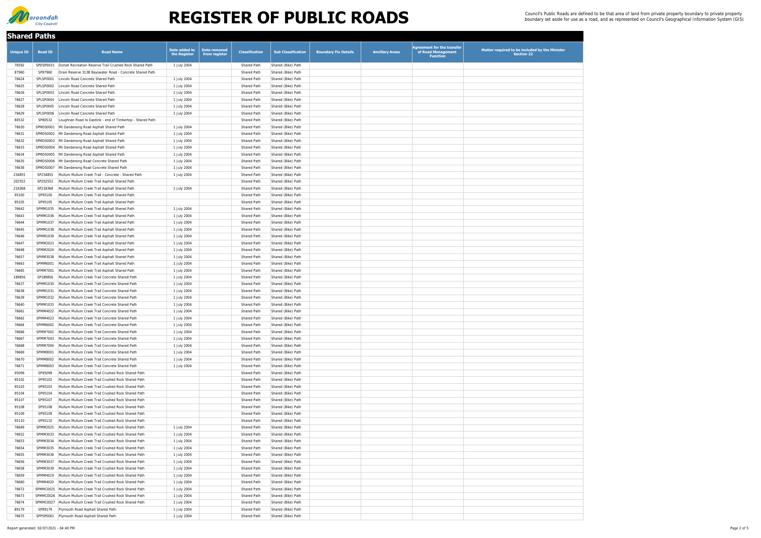# REGISTER OF PUBLIC ROADS

Council's Public Roads are defined to be that area of land from private property boundary to private property boundary set aside for use as a road, and as represented on Council's Geographical Information System (GIS)

## Shared Paths

| Unique ID | Road ID | Road Name | Date added to the Register | Date removed from register | Classification | Sub Classification | Boundary Fix Details | Ancillary Areas | Agreement for the transfer of Road Management Function | Matter required to be included by the Minister Section 22 |
|---|---|---|---|---|---|---|---|---|---|---|
| 76592 | SPDSP0015 | Dorset Recreation Reserve Trail Crushed Rock Shared Path | 1 July 2004 | | Shared Path | Shared (Bike) Path | | | | |
| 87960 | SP87960 | Drain Reserve 313B Bayswater Road - Concrete Shared Path | | | Shared Path | Shared (Bike) Path | | | | |
| 76624 | SPLSP0001 | Lincoln Road Concrete Shared Path | 1 July 2004 | | Shared Path | Shared (Bike) Path | | | | |
| 76625 | SPLSP0002 | Lincoln Road Concrete Shared Path | 1 July 2004 | | Shared Path | Shared (Bike) Path | | | | |
| 76626 | SPLSP0003 | Lincoln Road Concrete Shared Path | 1 July 2004 | | Shared Path | Shared (Bike) Path | | | | |
| 76627 | SPLSP0004 | Lincoln Road Concrete Shared Path | 1 July 2004 | | Shared Path | Shared (Bike) Path | | | | |
| 76628 | SPLSP0005 | Lincoln Road Concrete Shared Path | 1 July 2004 | | Shared Path | Shared (Bike) Path | | | | |
| 76629 | SPLSP0006 | Lincoln Road Concrete Shared Path | 1 July 2004 | | Shared Path | Shared (Bike) Path | | | | |
| 80532 | SP80532 | Loughnan Road to Eastlink - end of Timbertop - Shared Path | | | Shared Path | Shared (Bike) Path | | | | |
| 76630 | SPMDS0001 | Mt Dandenong Road Asphalt Shared Path | 1 July 2004 | | Shared Path | Shared (Bike) Path | | | | |
| 76631 | SPMDS0002 | Mt Dandenong Road Asphalt Shared Path | 1 July 2004 | | Shared Path | Shared (Bike) Path | | | | |
| 76632 | SPMDS0003 | Mt Dandenong Road Asphalt Shared Path | 1 July 2004 | | Shared Path | Shared (Bike) Path | | | | |
| 76633 | SPMDS0004 | Mt Dandenong Road Asphalt Shared Path | 1 July 2004 | | Shared Path | Shared (Bike) Path | | | | |
| 76634 | SPMDS0005 | Mt Dandenong Road Asphalt Shared Path | 1 July 2004 | | Shared Path | Shared (Bike) Path | | | | |
| 76635 | SPMDS0006 | Mt Dandenong Road Concrete Shared Path | 1 July 2004 | | Shared Path | Shared (Bike) Path | | | | |
| 76636 | SPMDS0007 | Mt Dandenong Road Concrete Shared Path | 1 July 2004 | | Shared Path | Shared (Bike) Path | | | | |
| 234855 | SP234855 | Mullum Mullum Creek Trail - Concrete - Shared Path | 1 July 2004 | | Shared Path | Shared (Bike) Path | | | | |
| 202552 | SP202552 | Mullum Mullum Creek Trail Asphalt Shared Path | | | Shared Path | Shared (Bike) Path | | | | |
| 218368 | SP218368 | Mullum Mullum Creek Trail Asphalt Shared Path | 1 July 2004 | | Shared Path | Shared (Bike) Path | | | | |
| 95100 | SP95100 | Mullum Mullum Creek Trail Asphalt Shared Path | | | Shared Path | Shared (Bike) Path | | | | |
| 95105 | SP95105 | Mullum Mullum Creek Trail Asphalt Shared Path | | | Shared Path | Shared (Bike) Path | | | | |
| 76642 | SPMM1035 | Mullum Mullum Creek Trail Asphalt Shared Path | 1 July 2004 | | Shared Path | Shared (Bike) Path | | | | |
| 76643 | SPMM1036 | Mullum Mullum Creek Trail Asphalt Shared Path | 1 July 2004 | | Shared Path | Shared (Bike) Path | | | | |
| 76644 | SPMM1037 | Mullum Mullum Creek Trail Asphalt Shared Path | 1 July 2004 | | Shared Path | Shared (Bike) Path | | | | |
| 76645 | SPMM1038 | Mullum Mullum Creek Trail Asphalt Shared Path | 1 July 2004 | | Shared Path | Shared (Bike) Path | | | | |
| 76646 | SPMM1039 | Mullum Mullum Creek Trail Asphalt Shared Path | 1 July 2004 | | Shared Path | Shared (Bike) Path | | | | |
| 76647 | SPMM2023 | Mullum Mullum Creek Trail Asphalt Shared Path | 1 July 2004 | | Shared Path | Shared (Bike) Path | | | | |
| 76648 | SPMM2024 | Mullum Mullum Creek Trail Asphalt Shared Path | 1 July 2004 | | Shared Path | Shared (Bike) Path | | | | |
| 76657 | SPMM3038 | Mullum Mullum Creek Trail Asphalt Shared Path | 1 July 2004 | | Shared Path | Shared (Bike) Path | | | | |
| 76663 | SPMM6001 | Mullum Mullum Creek Trail Asphalt Shared Path | 1 July 2004 | | Shared Path | Shared (Bike) Path | | | | |
| 76665 | SPMM7001 | Mullum Mullum Creek Trail Asphalt Shared Path | 1 July 2004 | | Shared Path | Shared (Bike) Path | | | | |
| 189856 | SP189856 | Mullum Mullum Creek Trail Concrete Shared Path | 1 July 2004 | | Shared Path | Shared (Bike) Path | | | | |
| 76637 | SPMM1030 | Mullum Mullum Creek Trail Concrete Shared Path | 1 July 2004 | | Shared Path | Shared (Bike) Path | | | | |
| 76638 | SPMM1031 | Mullum Mullum Creek Trail Concrete Shared Path | 1 July 2004 | | Shared Path | Shared (Bike) Path | | | | |
| 76639 | SPMM1032 | Mullum Mullum Creek Trail Concrete Shared Path | 1 July 2004 | | Shared Path | Shared (Bike) Path | | | | |
| 76640 | SPMM1033 | Mullum Mullum Creek Trail Concrete Shared Path | 1 July 2004 | | Shared Path | Shared (Bike) Path | | | | |
| 76661 | SPMM4022 | Mullum Mullum Creek Trail Concrete Shared Path | 1 July 2004 | | Shared Path | Shared (Bike) Path | | | | |
| 76662 | SPMM4023 | Mullum Mullum Creek Trail Concrete Shared Path | 1 July 2004 | | Shared Path | Shared (Bike) Path | | | | |
| 76664 | SPMM6002 | Mullum Mullum Creek Trail Concrete Shared Path | 1 July 2004 | | Shared Path | Shared (Bike) Path | | | | |
| 76666 | SPMM7002 | Mullum Mullum Creek Trail Concrete Shared Path | 1 July 2004 | | Shared Path | Shared (Bike) Path | | | | |
| 76667 | SPMM7003 | Mullum Mullum Creek Trail Concrete Shared Path | 1 July 2004 | | Shared Path | Shared (Bike) Path | | | | |
| 76668 | SPMM7004 | Mullum Mullum Creek Trail Concrete Shared Path | 1 July 2004 | | Shared Path | Shared (Bike) Path | | | | |
| 76669 | SPMM8001 | Mullum Mullum Creek Trail Concrete Shared Path | 1 July 2004 | | Shared Path | Shared (Bike) Path | | | | |
| 76670 | SPMM8002 | Mullum Mullum Creek Trail Concrete Shared Path | 1 July 2004 | | Shared Path | Shared (Bike) Path | | | | |
| 76671 | SPMM8003 | Mullum Mullum Creek Trail Concrete Shared Path | 1 July 2004 | | Shared Path | Shared (Bike) Path | | | | |
| 95099 | SP95099 | Mullum Mullum Creek Trail Crushed Rock Shared Path | | | Shared Path | Shared (Bike) Path | | | | |
| 95102 | SP95102 | Mullum Mullum Creek Trail Crushed Rock Shared Path | | | Shared Path | Shared (Bike) Path | | | | |
| 95103 | SP95103 | Mullum Mullum Creek Trail Crushed Rock Shared Path | | | Shared Path | Shared (Bike) Path | | | | |
| 95104 | SP95104 | Mullum Mullum Creek Trail Crushed Rock Shared Path | | | Shared Path | Shared (Bike) Path | | | | |
| 95107 | SP95107 | Mullum Mullum Creek Trail Crushed Rock Shared Path | | | Shared Path | Shared (Bike) Path | | | | |
| 95108 | SP95108 | Mullum Mullum Creek Trail Crushed Rock Shared Path | | | Shared Path | Shared (Bike) Path | | | | |
| 95109 | SP95109 | Mullum Mullum Creek Trail Crushed Rock Shared Path | | | Shared Path | Shared (Bike) Path | | | | |
| 95110 | SP95110 | Mullum Mullum Creek Trail Crushed Rock Shared Path | | | Shared Path | Shared (Bike) Path | | | | |
| 76649 | SPMM2025 | Mullum Mullum Creek Trail Crushed Rock Shared Path | 1 July 2004 | | Shared Path | Shared (Bike) Path | | | | |
| 76652 | SPMM3033 | Mullum Mullum Creek Trail Crushed Rock Shared Path | 1 July 2004 | | Shared Path | Shared (Bike) Path | | | | |
| 76653 | SPMM3034 | Mullum Mullum Creek Trail Crushed Rock Shared Path | 1 July 2004 | | Shared Path | Shared (Bike) Path | | | | |
| 76654 | SPMM3035 | Mullum Mullum Creek Trail Crushed Rock Shared Path | 1 July 2004 | | Shared Path | Shared (Bike) Path | | | | |
| 76655 | SPMM3036 | Mullum Mullum Creek Trail Crushed Rock Shared Path | 1 July 2004 | | Shared Path | Shared (Bike) Path | | | | |
| 76656 | SPMM3037 | Mullum Mullum Creek Trail Crushed Rock Shared Path | 1 July 2004 | | Shared Path | Shared (Bike) Path | | | | |
| 76658 | SPMM3039 | Mullum Mullum Creek Trail Crushed Rock Shared Path | 1 July 2004 | | Shared Path | Shared (Bike) Path | | | | |
| 76659 | SPMM4019 | Mullum Mullum Creek Trail Crushed Rock Shared Path | 1 July 2004 | | Shared Path | Shared (Bike) Path | | | | |
| 76660 | SPMM4020 | Mullum Mullum Creek Trail Crushed Rock Shared Path | 1 July 2004 | | Shared Path | Shared (Bike) Path | | | | |
| 76672 | SPMMC0025 | Mullum Mullum Creek Trail Crushed Rock Shared Path | 1 July 2004 | | Shared Path | Shared (Bike) Path | | | | |
| 76673 | SPMMC0026 | Mullum Mullum Creek Trail Crushed Rock Shared Path | 1 July 2004 | | Shared Path | Shared (Bike) Path | | | | |
| 76674 | SPMMC0027 | Mullum Mullum Creek Trail Crushed Rock Shared Path | 1 July 2004 | | Shared Path | Shared (Bike) Path | | | | |
| 89179 | SP89179 | Plymouth Road Asphalt Shared Path | 1 July 2004 | | Shared Path | Shared (Bike) Path | | | | |
| 76675 | SPPSP0001 | Plymouth Road Asphalt Shared Path | 1 July 2004 | | Shared Path | Shared (Bike) Path | | | | |

Report generated: 02/07/2021 - 04:40 PM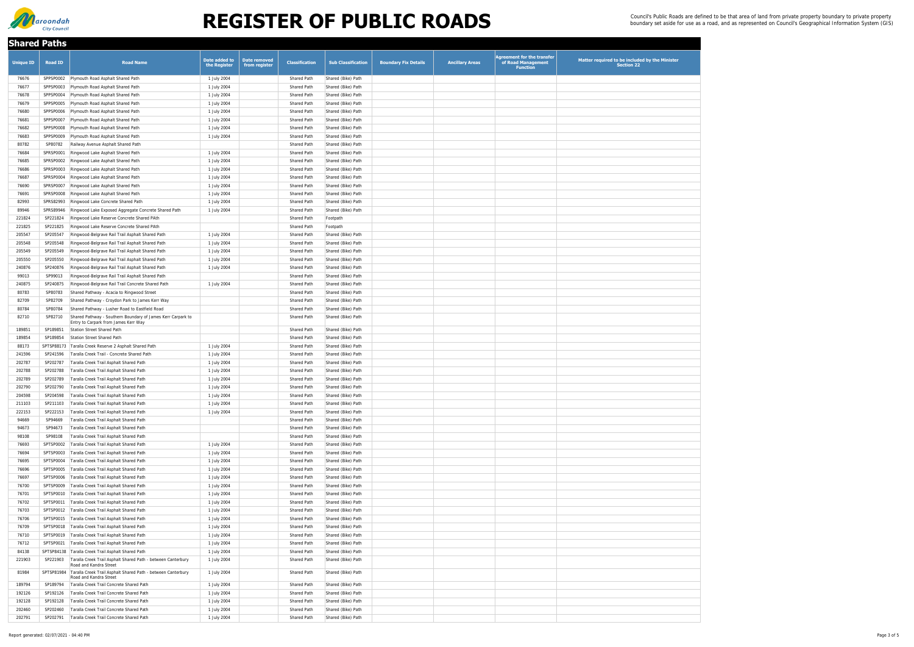# REGISTER OF PUBLIC ROADS

Council's Public Roads are defined to be that area of land from private property boundary to private property boundary set aside for use as a road, and as represented on Council's Geographical Information System (GIS)

## Shared Paths

| Unique ID | Road ID | Road Name | Date added to the Register | Date removed from register | Classification | Sub Classification | Boundary Fix Details | Ancillary Areas | Agreement for the transfer of Road Management Function | Matter required to be included by the Minister Section 22 |
|---|---|---|---|---|---|---|---|---|---|---|
| 76676 | SPPSP0002 | Plymouth Road Asphalt Shared Path | 1 July 2004 | | Shared Path | Shared (Bike) Path | | | | |
| 76677 | SPPSP0003 | Plymouth Road Asphalt Shared Path | 1 July 2004 | | Shared Path | Shared (Bike) Path | | | | |
| 76678 | SPPSP0004 | Plymouth Road Asphalt Shared Path | 1 July 2004 | | Shared Path | Shared (Bike) Path | | | | |
| 76679 | SPPSP0005 | Plymouth Road Asphalt Shared Path | 1 July 2004 | | Shared Path | Shared (Bike) Path | | | | |
| 76680 | SPPSP0006 | Plymouth Road Asphalt Shared Path | 1 July 2004 | | Shared Path | Shared (Bike) Path | | | | |
| 76681 | SPPSP0007 | Plymouth Road Asphalt Shared Path | 1 July 2004 | | Shared Path | Shared (Bike) Path | | | | |
| 76682 | SPPSP0008 | Plymouth Road Asphalt Shared Path | 1 July 2004 | | Shared Path | Shared (Bike) Path | | | | |
| 76683 | SPPSP0009 | Plymouth Road Asphalt Shared Path | 1 July 2004 | | Shared Path | Shared (Bike) Path | | | | |
| 80782 | SP80782 | Railway Avenue Asphalt Shared Path | | | Shared Path | Shared (Bike) Path | | | | |
| 76684 | SPRSP0001 | Ringwood Lake Asphalt Shared Path | 1 July 2004 | | Shared Path | Shared (Bike) Path | | | | |
| 76685 | SPRSP0002 | Ringwood Lake Asphalt Shared Path | 1 July 2004 | | Shared Path | Shared (Bike) Path | | | | |
| 76686 | SPRSP0003 | Ringwood Lake Asphalt Shared Path | 1 July 2004 | | Shared Path | Shared (Bike) Path | | | | |
| 76687 | SPRSP0004 | Ringwood Lake Asphalt Shared Path | 1 July 2004 | | Shared Path | Shared (Bike) Path | | | | |
| 76690 | SPRSP0007 | Ringwood Lake Asphalt Shared Path | 1 July 2004 | | Shared Path | Shared (Bike) Path | | | | |
| 76691 | SPRSP0008 | Ringwood Lake Asphalt Shared Path | 1 July 2004 | | Shared Path | Shared (Bike) Path | | | | |
| 82993 | SPRS82993 | Ringwood Lake Concrete Shared Path | 1 July 2004 | | Shared Path | Shared (Bike) Path | | | | |
| 89946 | SPRS89946 | Ringwood Lake Exposed Aggregate Concrete Shared Path | 1 July 2004 | | Shared Path | Shared (Bike) Path | | | | |
| 221824 | SP221824 | Ringwood Lake Reserve Concrete Shared PAth | | | Shared Path | Footpath | | | | |
| 221825 | SP221825 | Ringwood Lake Reserve Concrete Shared PAth | | | Shared Path | Footpath | | | | |
| 205547 | SP205547 | Ringwood-Belgrave Rail Trail Asphalt Shared Path | 1 July 2004 | | Shared Path | Shared (Bike) Path | | | | |
| 205548 | SP205548 | Ringwood-Belgrave Rail Trail Asphalt Shared Path | 1 July 2004 | | Shared Path | Shared (Bike) Path | | | | |
| 205549 | SP205549 | Ringwood-Belgrave Rail Trail Asphalt Shared Path | 1 July 2004 | | Shared Path | Shared (Bike) Path | | | | |
| 205550 | SP205550 | Ringwood-Belgrave Rail Trail Asphalt Shared Path | 1 July 2004 | | Shared Path | Shared (Bike) Path | | | | |
| 240876 | SP240876 | Ringwood-Belgrave Rail Trail Asphalt Shared Path | 1 July 2004 | | Shared Path | Shared (Bike) Path | | | | |
| 99013 | SP99013 | Ringwood-Belgrave Rail Trail Asphalt Shared Path | | | Shared Path | Shared (Bike) Path | | | | |
| 240875 | SP240875 | Ringwood-Belgrave Rail Trail Concrete Shared Path | 1 July 2004 | | Shared Path | Shared (Bike) Path | | | | |
| 80783 | SP80783 | Shared Pathway - Acacia to Ringwood Street | | | Shared Path | Shared (Bike) Path | | | | |
| 82709 | SP82709 | Shared Pathway - Croydon Park to James Kerr Way | | | Shared Path | Shared (Bike) Path | | | | |
| 80784 | SP80784 | Shared Pathway - Lusher Road to Eastfield Road | | | Shared Path | Shared (Bike) Path | | | | |
| 82710 | SP82710 | Shared Pathway - Southern Boundary of James Kerr Carpark to Entry to Carpark from James Kerr Way | | | Shared Path | Shared (Bike) Path | | | | |
| 189851 | SP189851 | Station Street Shared Path | | | Shared Path | Shared (Bike) Path | | | | |
| 189854 | SP189854 | Station Street Shared Path | | | Shared Path | Shared (Bike) Path | | | | |
| 88173 | SPTSP88173 | Taralla Creek Reserve 2 Asphalt Shared Path | 1 July 2004 | | Shared Path | Shared (Bike) Path | | | | |
| 241596 | SP241596 | Taralla Creek Trail - Concrete Shared Path | 1 July 2004 | | Shared Path | Shared (Bike) Path | | | | |
| 202787 | SP202787 | Taralla Creek Trail Asphalt Shared Path | 1 July 2004 | | Shared Path | Shared (Bike) Path | | | | |
| 202788 | SP202788 | Taralla Creek Trail Asphalt Shared Path | 1 July 2004 | | Shared Path | Shared (Bike) Path | | | | |
| 202789 | SP202789 | Taralla Creek Trail Asphalt Shared Path | 1 July 2004 | | Shared Path | Shared (Bike) Path | | | | |
| 202790 | SP202790 | Taralla Creek Trail Asphalt Shared Path | 1 July 2004 | | Shared Path | Shared (Bike) Path | | | | |
| 204598 | SP204598 | Taralla Creek Trail Asphalt Shared Path | 1 July 2004 | | Shared Path | Shared (Bike) Path | | | | |
| 211103 | SP211103 | Taralla Creek Trail Asphalt Shared Path | 1 July 2004 | | Shared Path | Shared (Bike) Path | | | | |
| 222153 | SP222153 | Taralla Creek Trail Asphalt Shared Path | 1 July 2004 | | Shared Path | Shared (Bike) Path | | | | |
| 94669 | SP94669 | Taralla Creek Trail Asphalt Shared Path | | | Shared Path | Shared (Bike) Path | | | | |
| 94673 | SP94673 | Taralla Creek Trail Asphalt Shared Path | | | Shared Path | Shared (Bike) Path | | | | |
| 98108 | SP98108 | Taralla Creek Trail Asphalt Shared Path | | | Shared Path | Shared (Bike) Path | | | | |
| 76693 | SPTSP0002 | Taralla Creek Trail Asphalt Shared Path | 1 July 2004 | | Shared Path | Shared (Bike) Path | | | | |
| 76694 | SPTSP0003 | Taralla Creek Trail Asphalt Shared Path | 1 July 2004 | | Shared Path | Shared (Bike) Path | | | | |
| 76695 | SPTSP0004 | Taralla Creek Trail Asphalt Shared Path | 1 July 2004 | | Shared Path | Shared (Bike) Path | | | | |
| 76696 | SPTSP0005 | Taralla Creek Trail Asphalt Shared Path | 1 July 2004 | | Shared Path | Shared (Bike) Path | | | | |
| 76697 | SPTSP0006 | Taralla Creek Trail Asphalt Shared Path | 1 July 2004 | | Shared Path | Shared (Bike) Path | | | | |
| 76700 | SPTSP0009 | Taralla Creek Trail Asphalt Shared Path | 1 July 2004 | | Shared Path | Shared (Bike) Path | | | | |
| 76701 | SPTSP0010 | Taralla Creek Trail Asphalt Shared Path | 1 July 2004 | | Shared Path | Shared (Bike) Path | | | | |
| 76702 | SPTSP0011 | Taralla Creek Trail Asphalt Shared Path | 1 July 2004 | | Shared Path | Shared (Bike) Path | | | | |
| 76703 | SPTSP0012 | Taralla Creek Trail Asphalt Shared Path | 1 July 2004 | | Shared Path | Shared (Bike) Path | | | | |
| 76706 | SPTSP0015 | Taralla Creek Trail Asphalt Shared Path | 1 July 2004 | | Shared Path | Shared (Bike) Path | | | | |
| 76709 | SPTSP0018 | Taralla Creek Trail Asphalt Shared Path | 1 July 2004 | | Shared Path | Shared (Bike) Path | | | | |
| 76710 | SPTSP0019 | Taralla Creek Trail Asphalt Shared Path | 1 July 2004 | | Shared Path | Shared (Bike) Path | | | | |
| 76712 | SPTSP0021 | Taralla Creek Trail Asphalt Shared Path | 1 July 2004 | | Shared Path | Shared (Bike) Path | | | | |
| 84138 | SPTSP84138 | Taralla Creek Trail Asphalt Shared Path | 1 July 2004 | | Shared Path | Shared (Bike) Path | | | | |
| 221903 | SP221903 | Taralla Creek Trail Asphalt Shared Path - between Canterbury Road and Kandra Street | 1 July 2004 | | Shared Path | Shared (Bike) Path | | | | |
| 81984 | SPTSP81984 | Taralla Creek Trail Asphalt Shared Path - between Canterbury Road and Kandra Street | 1 July 2004 | | Shared Path | Shared (Bike) Path | | | | |
| 189794 | SP189794 | Taralla Creek Trail Concrete Shared Path | 1 July 2004 | | Shared Path | Shared (Bike) Path | | | | |
| 192126 | SP192126 | Taralla Creek Trail Concrete Shared Path | 1 July 2004 | | Shared Path | Shared (Bike) Path | | | | |
| 192128 | SP192128 | Taralla Creek Trail Concrete Shared Path | 1 July 2004 | | Shared Path | Shared (Bike) Path | | | | |
| 202460 | SP202460 | Taralla Creek Trail Concrete Shared Path | 1 July 2004 | | Shared Path | Shared (Bike) Path | | | | |
| 202791 | SP202791 | Taralla Creek Trail Concrete Shared Path | 1 July 2004 | | Shared Path | Shared (Bike) Path | | | | |

Report generated: 02/07/2021 - 04:40 PM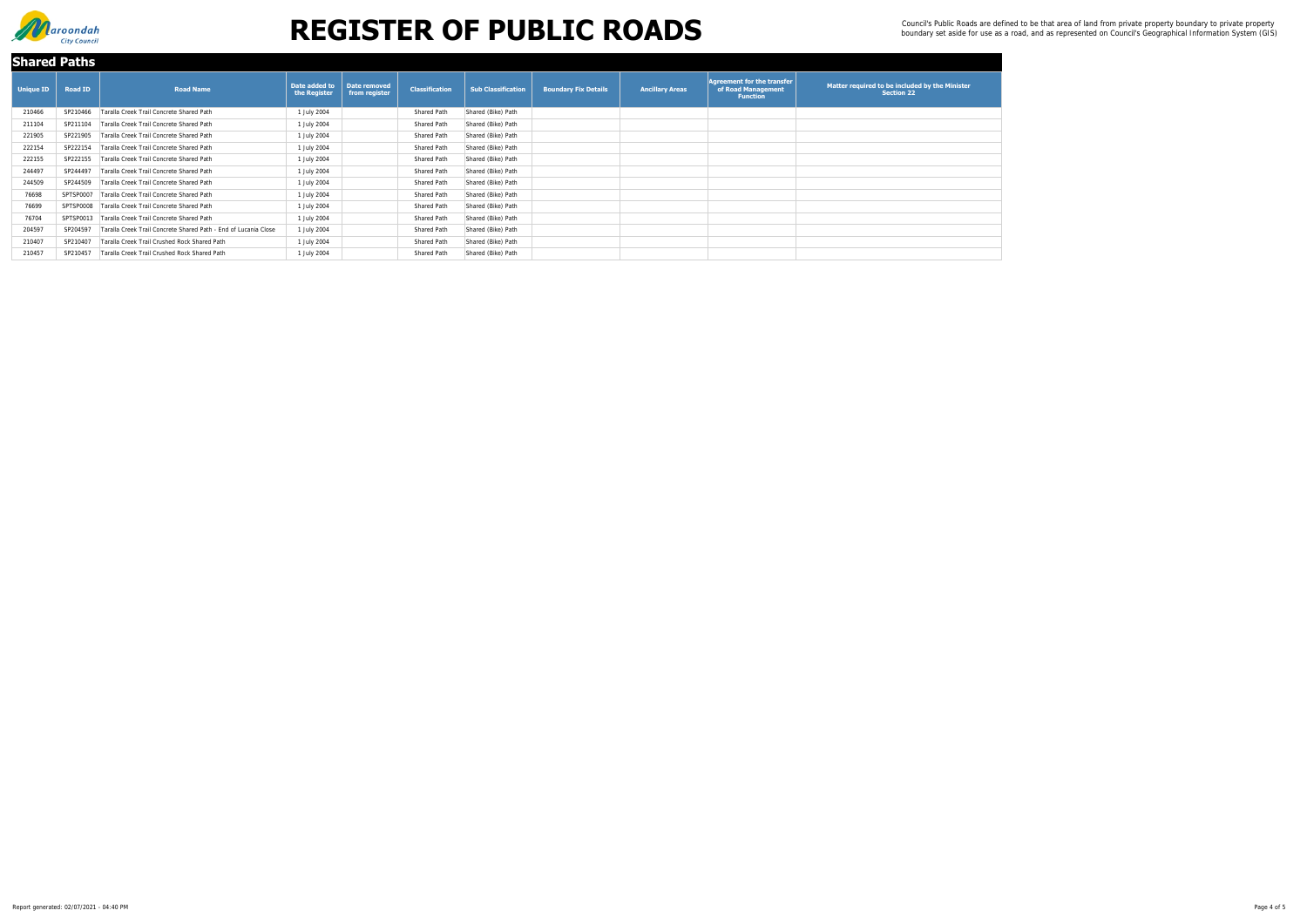# REGISTER OF PUBLIC ROADS

Council's Public Roads are defined to be that area of land from private property boundary to private property boundary set aside for use as a road, and as represented on Council's Geographical Information System (GIS)

## Shared Paths

| Unique ID | Road ID | Road Name | Date added to the Register | Date removed from register | Classification | Sub Classification | Boundary Fix Details | Ancillary Areas | Agreement for the transfer of Road Management Function | Matter required to be included by the Minister Section 22 |
|---|---|---|---|---|---|---|---|---|---|---|
| 210466 | SP210466 | Taralla Creek Trail Concrete Shared Path | 1 July 2004 | | Shared Path | Shared (Bike) Path | | | | |
| 211104 | SP211104 | Taralla Creek Trail Concrete Shared Path | 1 July 2004 | | Shared Path | Shared (Bike) Path | | | | |
| 221905 | SP221905 | Taralla Creek Trail Concrete Shared Path | 1 July 2004 | | Shared Path | Shared (Bike) Path | | | | |
| 222154 | SP222154 | Taralla Creek Trail Concrete Shared Path | 1 July 2004 | | Shared Path | Shared (Bike) Path | | | | |
| 222155 | SP222155 | Taralla Creek Trail Concrete Shared Path | 1 July 2004 | | Shared Path | Shared (Bike) Path | | | | |
| 244497 | SP244497 | Taralla Creek Trail Concrete Shared Path | 1 July 2004 | | Shared Path | Shared (Bike) Path | | | | |
| 244509 | SP244509 | Taralla Creek Trail Concrete Shared Path | 1 July 2004 | | Shared Path | Shared (Bike) Path | | | | |
| 76698 | SPTSP0007 | Taralla Creek Trail Concrete Shared Path | 1 July 2004 | | Shared Path | Shared (Bike) Path | | | | |
| 76699 | SPTSP0008 | Taralla Creek Trail Concrete Shared Path | 1 July 2004 | | Shared Path | Shared (Bike) Path | | | | |
| 76704 | SPTSP0013 | Taralla Creek Trail Concrete Shared Path | 1 July 2004 | | Shared Path | Shared (Bike) Path | | | | |
| 204597 | SP204597 | Taralla Creek Trail Concrete Shared Path - End of Lucania Close | 1 July 2004 | | Shared Path | Shared (Bike) Path | | | | |
| 210407 | SP210407 | Taralla Creek Trail Crushed Rock Shared Path | 1 July 2004 | | Shared Path | Shared (Bike) Path | | | | |
| 210457 | SP210457 | Taralla Creek Trail Crushed Rock Shared Path | 1 July 2004 | | Shared Path | Shared (Bike) Path | | | | |

Report generated: 02/07/2021 - 04:40 PM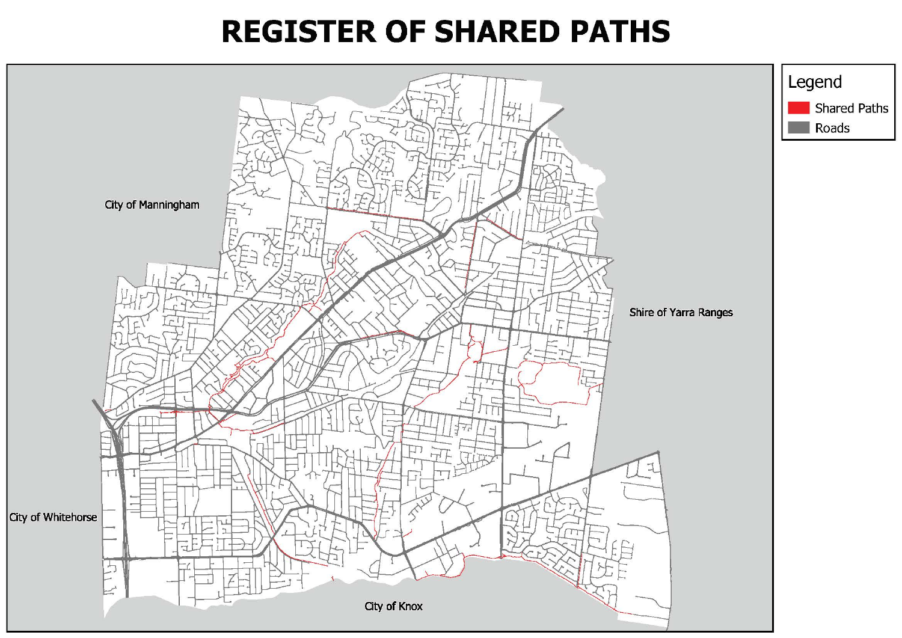# REGISTER OF SHARED PATHS

Legend

Shared Paths

Roads

City of Manningham

Shire of Yarra Ranges

City of Whitehorse

City of Knox